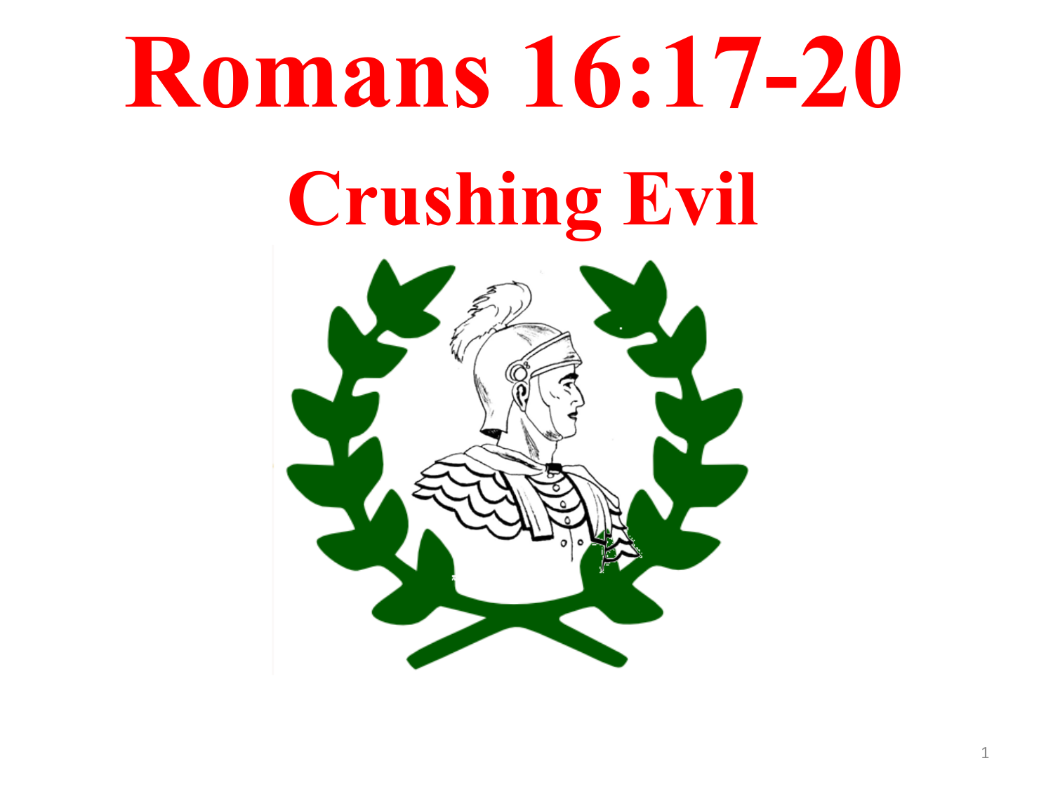# Romans 16:17-20

## Crushing Evil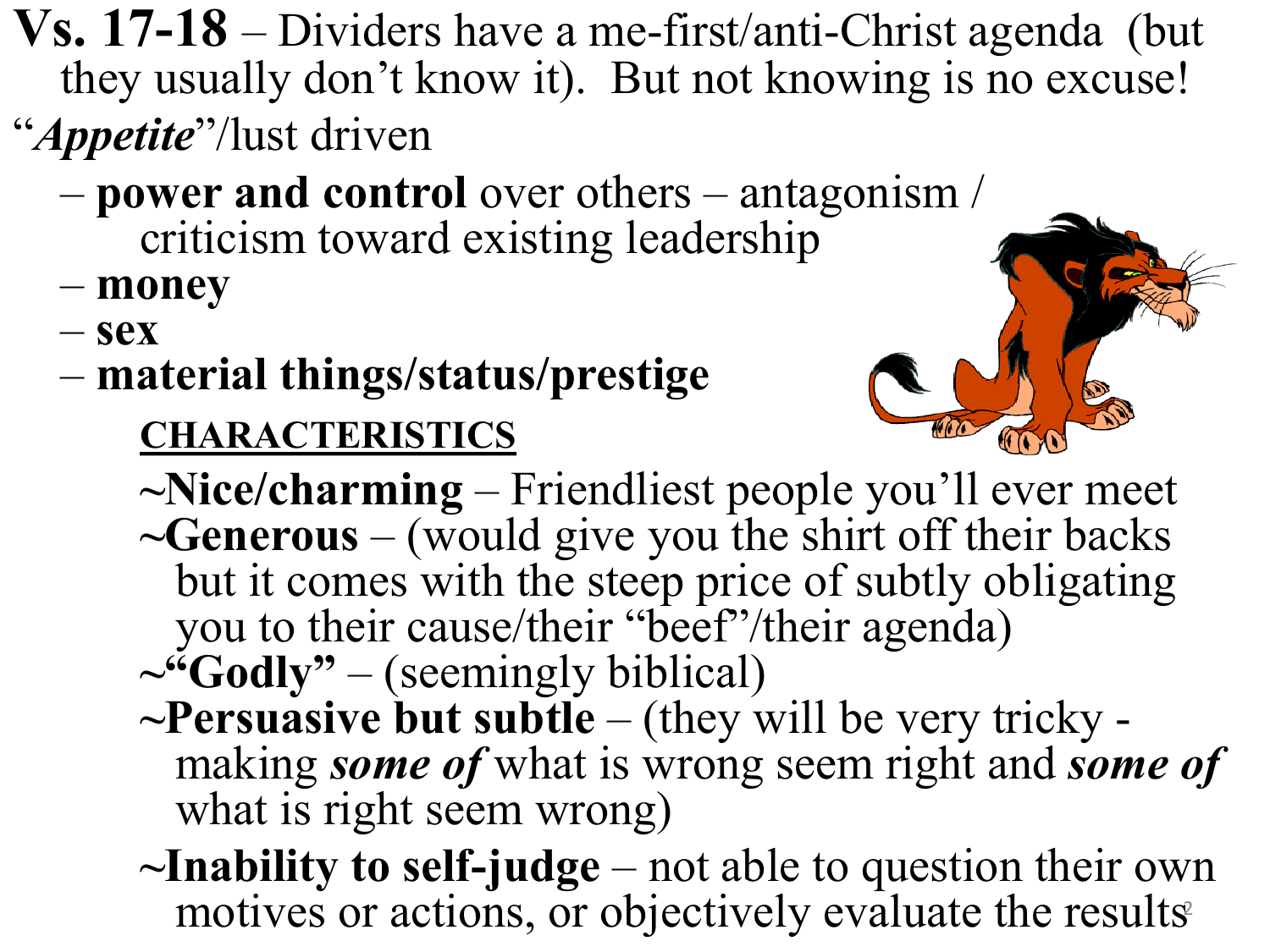**Vs. 17-18** – Dividers have a me-first/anti-Christ agenda (but they usually don't know it). But not knowing is no excuse!

"***Appetite***"/lust driven

- **power and control** over others – antagonism / criticism toward existing leadership
- **money**
- **sex**
- **material things/status/prestige**

**CHARACTERISTICS**

~**Nice/charming** – Friendliest people you'll ever meet

~**Generous** – (would give you the shirt off their backs but it comes with the steep price of subtly obligating you to their cause/their "beef"/their agenda)

~**"Godly"** – (seemingly biblical)

~**Persuasive but subtle** – (they will be very tricky - making ***some of*** what is wrong seem right and ***some of*** what is right seem wrong)

~**Inability to self-judge** – not able to question their own motives or actions, or objectively evaluate the results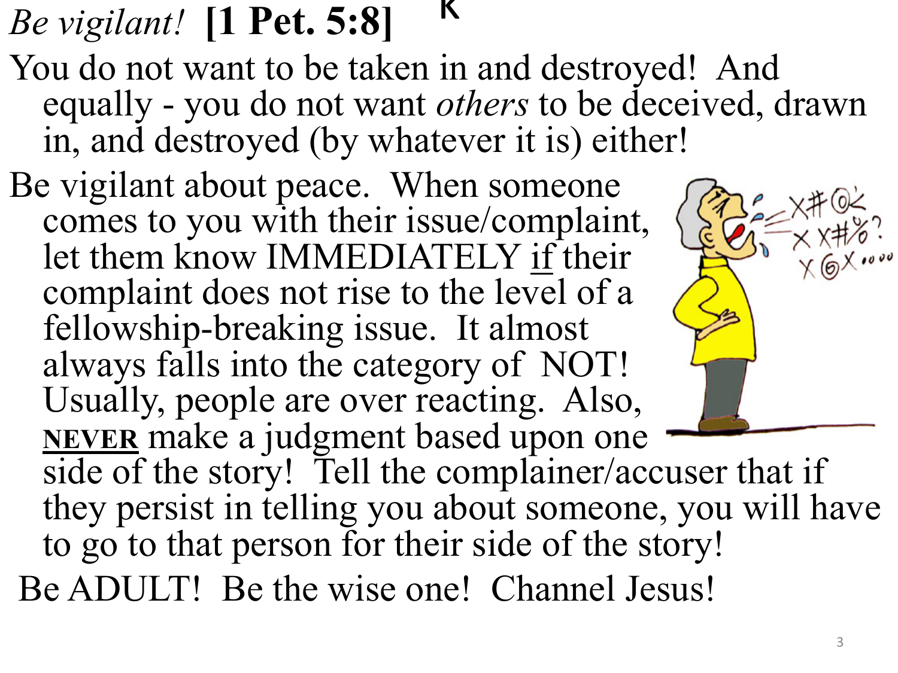# *Be vigilant!* **[1 Pet. 5:8]**

You do not want to be taken in and destroyed! And equally - you do not want *others* to be deceived, drawn in, and destroyed (by whatever it is) either!

Be vigilant about peace. When someone comes to you with their issue/complaint, let them know IMMEDIATELY <u>if</u> their complaint does not rise to the level of a fellowship-breaking issue. It almost always falls into the category of NOT! Usually, people are over reacting. Also, <u>**NEVER**</u> make a judgment based upon one side of the story! Tell the complainer/accuser that if they persist in telling you about someone, you will have to go to that person for their side of the story!

Be ADULT! Be the wise one! Channel Jesus!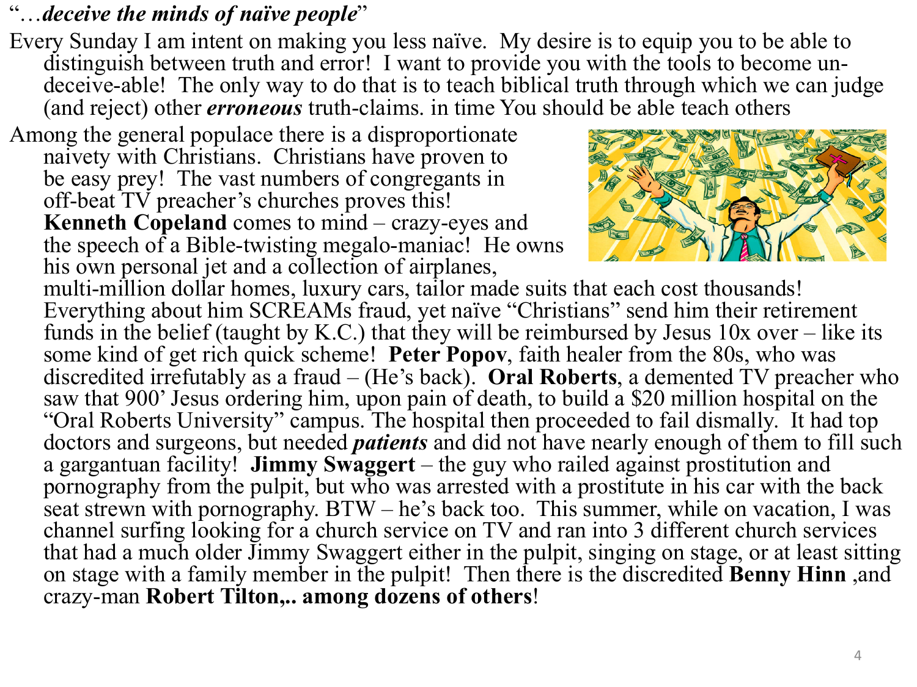“…*deceive the minds of naïve people*”

Every Sunday I am intent on making you less naïve. My desire is to equip you to be able to distinguish between truth and error! I want to provide you with the tools to become un-deceive-able! The only way to do that is to teach biblical truth through which we can judge (and reject) other ***erroneous*** truth-claims. in time You should be able teach others

Among the general populace there is a disproportionate naivety with Christians. Christians have proven to be easy prey! The vast numbers of congregants in off-beat TV preacher’s churches proves this! **Kenneth Copeland** comes to mind – crazy-eyes and the speech of a Bible-twisting megalo-maniac! He owns his own personal jet and a collection of airplanes, multi-million dollar homes, luxury cars, tailor made suits that each cost thousands! Everything about him SCREAMs fraud, yet naïve “Christians” send him their retirement funds in the belief (taught by K.C.) that they will be reimbursed by Jesus 10x over – like its some kind of get rich quick scheme! **Peter Popov**, faith healer from the 80s, who was discredited irrefutably as a fraud – (He’s back). **Oral Roberts**, a demented TV preacher who saw that 900’ Jesus ordering him, upon pain of death, to build a $20 million hospital on the “Oral Roberts University” campus. The hospital then proceeded to fail dismally. It had top doctors and surgeons, but needed ***patients*** and did not have nearly enough of them to fill such a gargantuan facility! **Jimmy Swaggert** – the guy who railed against prostitution and pornography from the pulpit, but who was arrested with a prostitute in his car with the back seat strewn with pornography. BTW – he’s back too. This summer, while on vacation, I was channel surfing looking for a church service on TV and ran into 3 different church services that had a much older Jimmy Swaggert either in the pulpit, singing on stage, or at least sitting on stage with a family member in the pulpit! Then there is the discredited **Benny Hinn** ,and crazy-man **Robert Tilton,.. among dozens of others**!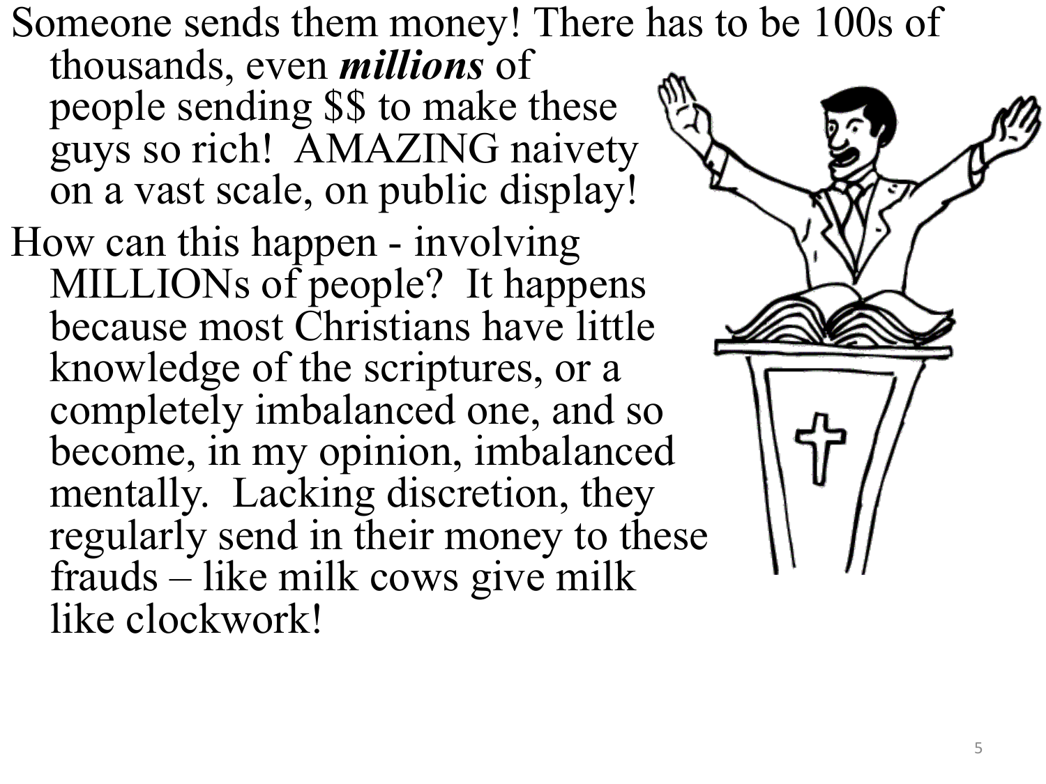Someone sends them money! There has to be 100s of thousands, even ***millions*** of people sending $$ to make these guys so rich! AMAZING naivety on a vast scale, on public display!

How can this happen - involving MILLIONs of people? It happens because most Christians have little knowledge of the scriptures, or a completely imbalanced one, and so become, in my opinion, imbalanced mentally. Lacking discretion, they regularly send in their money to these frauds – like milk cows give milk like clockwork!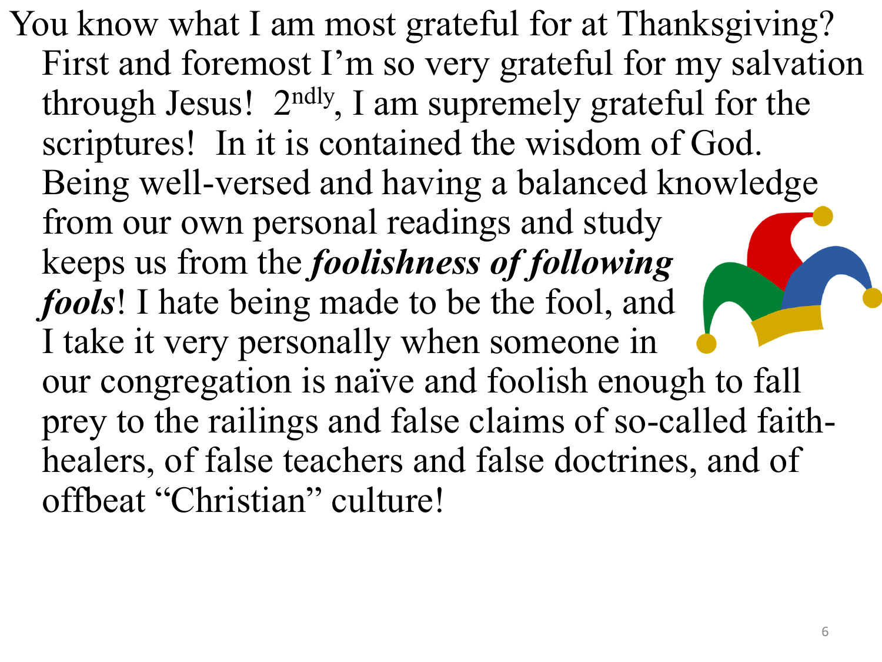You know what I am most grateful for at Thanksgiving? First and foremost I'm so very grateful for my salvation through Jesus! 2ndly, I am supremely grateful for the scriptures! In it is contained the wisdom of God. Being well-versed and having a balanced knowledge from our own personal readings and study keeps us from the ***foolishness of following fools***! I hate being made to be the fool, and I take it very personally when someone in our congregation is naïve and foolish enough to fall prey to the railings and false claims of so-called faith-healers, of false teachers and false doctrines, and of offbeat "Christian" culture!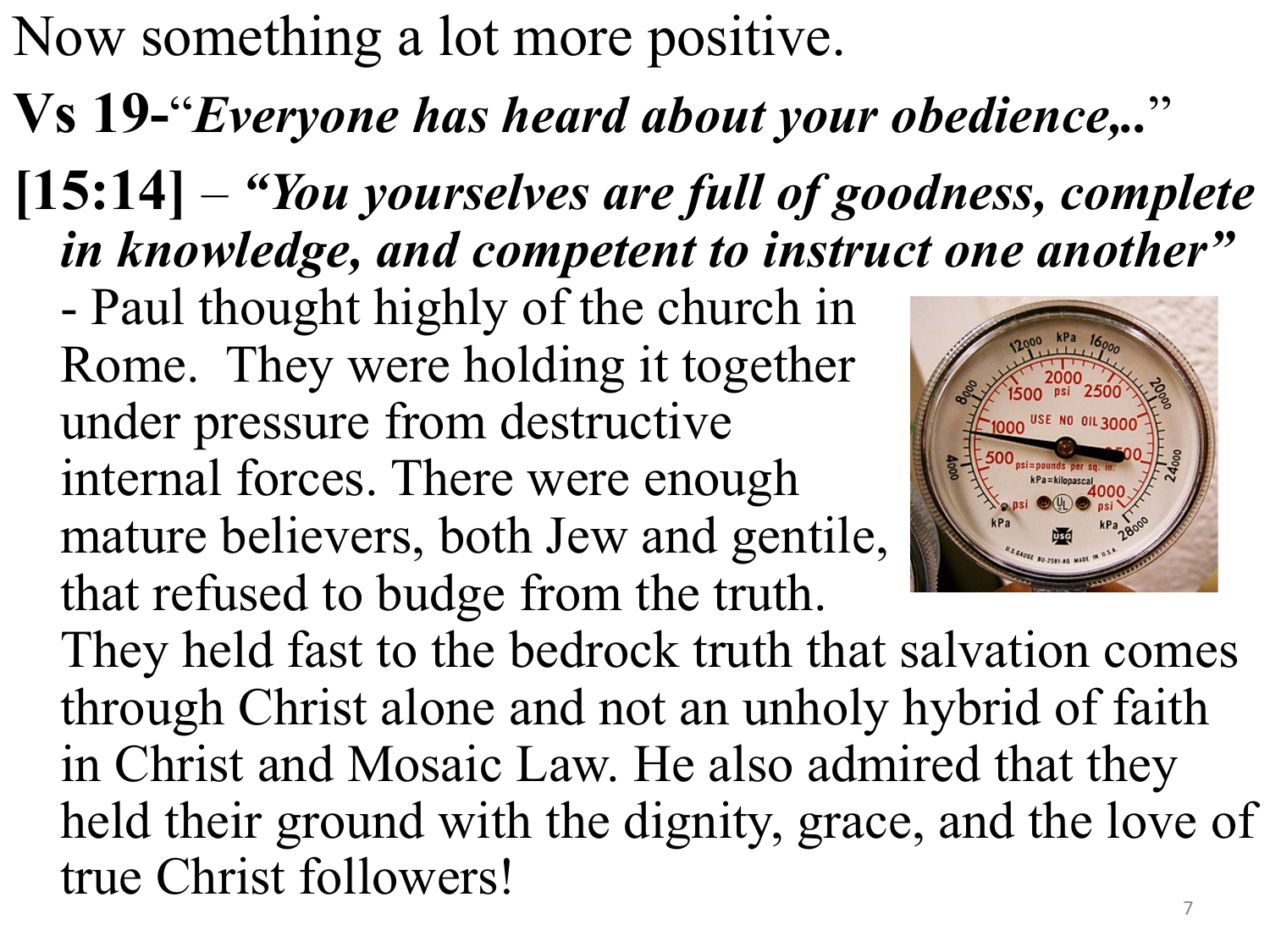Now something a lot more positive.

**Vs 19-**“***Everyone has heard about your obedience,..***”

**[15:14]** – ***“You yourselves are full of goodness, complete in knowledge, and competent to instruct one another”***

- Paul thought highly of the church in Rome. They were holding it together under pressure from destructive internal forces. There were enough mature believers, both Jew and gentile, that refused to budge from the truth. They held fast to the bedrock truth that salvation comes through Christ alone and not an unholy hybrid of faith in Christ and Mosaic Law. He also admired that they held their ground with the dignity, grace, and the love of true Christ followers!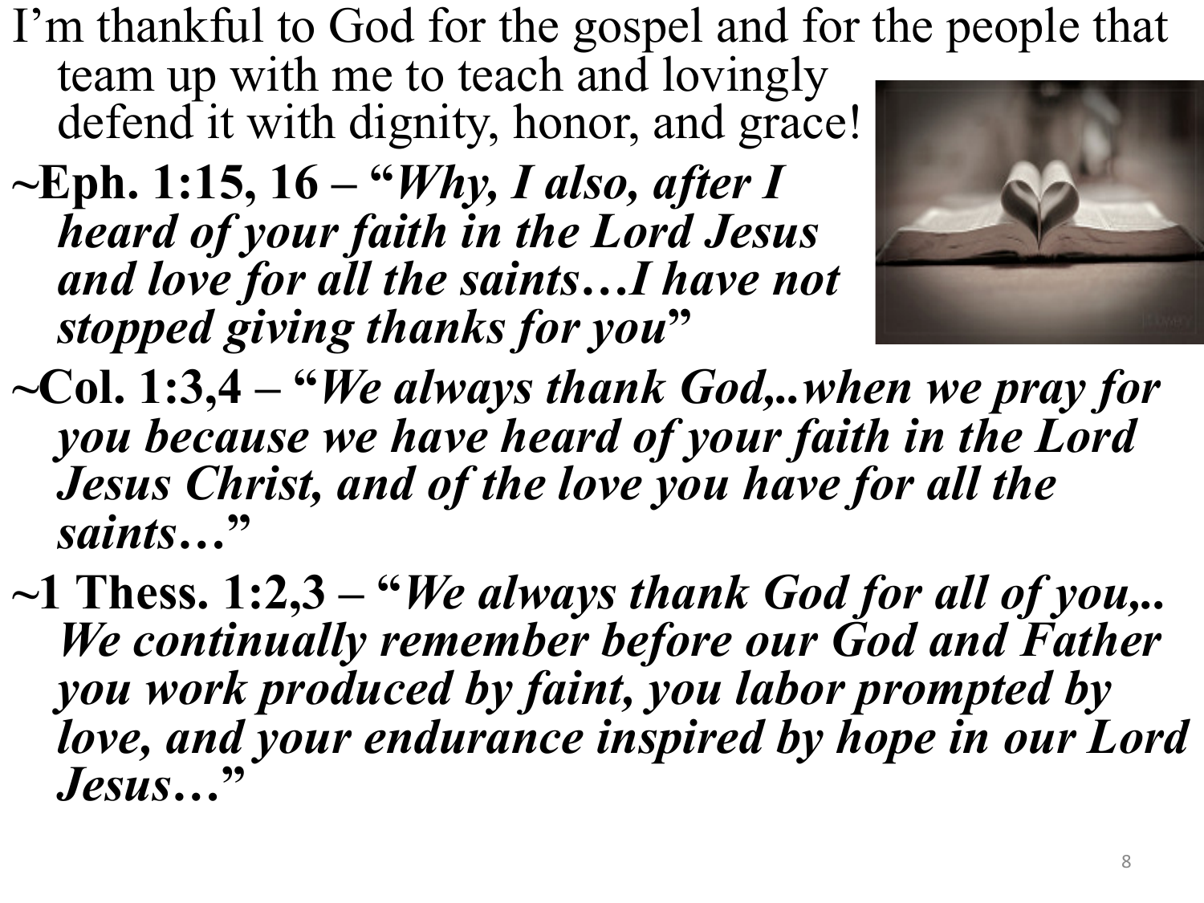I'm thankful to God for the gospel and for the people that team up with me to teach and lovingly defend it with dignity, honor, and grace!

**~Eph. 1:15, 16 – "*Why, I also, after I heard of your faith in the Lord Jesus and love for all the saints…I have not stopped giving thanks for you*"**

**~Col. 1:3,4 – "*We always thank God,..when we pray for you because we have heard of your faith in the Lord Jesus Christ, and of the love you have for all the saints…*"**

**~1 Thess. 1:2,3 – "*We always thank God for all of you,.. We continually remember before our God and Father you work produced by faint, you labor prompted by love, and your endurance inspired by hope in our Lord Jesus…*"**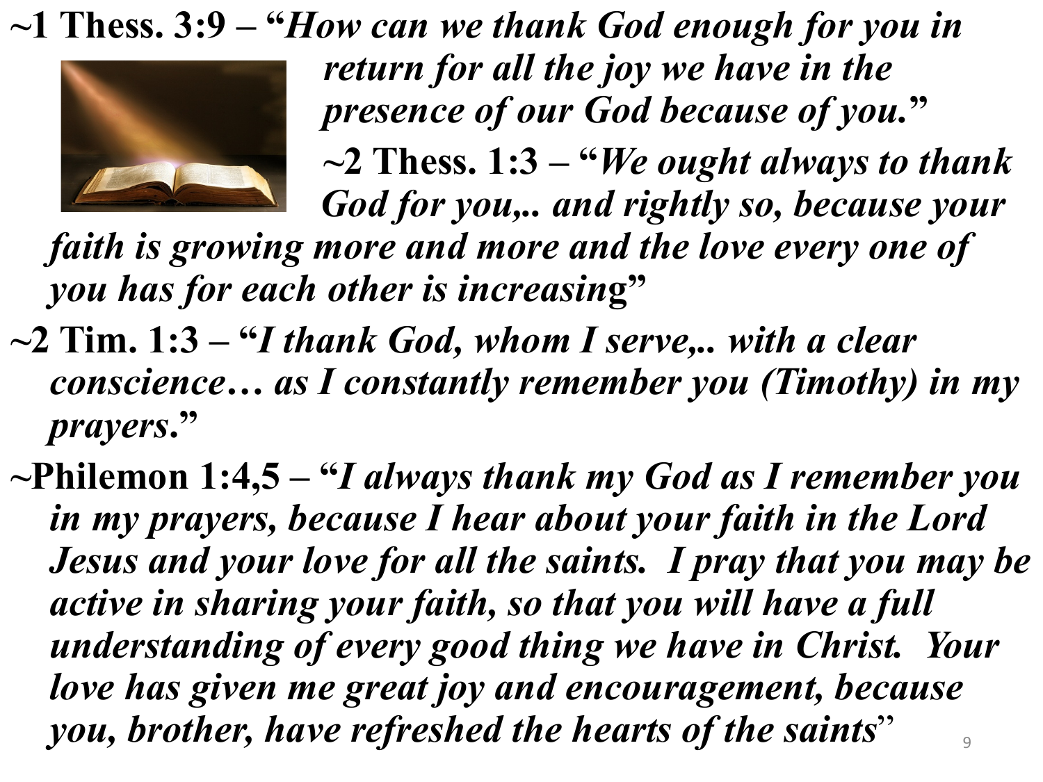**~1 Thess. 3:9 – "*How can we thank God enough for you in return for all the joy we have in the presence of our God because of you.*"**

**~2 Thess. 1:3 – "*We ought always to thank God for you,.. and rightly so, because your faith is growing more and more and the love every one of you has for each other is increasing*"**

**~2 Tim. 1:3 – "*I thank God, whom I serve,.. with a clear conscience… as I constantly remember you (Timothy) in my prayers.*"**

**~Philemon 1:4,5 – "*I always thank my God as I remember you in my prayers, because I hear about your faith in the Lord Jesus and your love for all the saints. I pray that you may be active in sharing your faith, so that you will have a full understanding of every good thing we have in Christ. Your love has given me great joy and encouragement, because you, brother, have refreshed the hearts of the saints*"**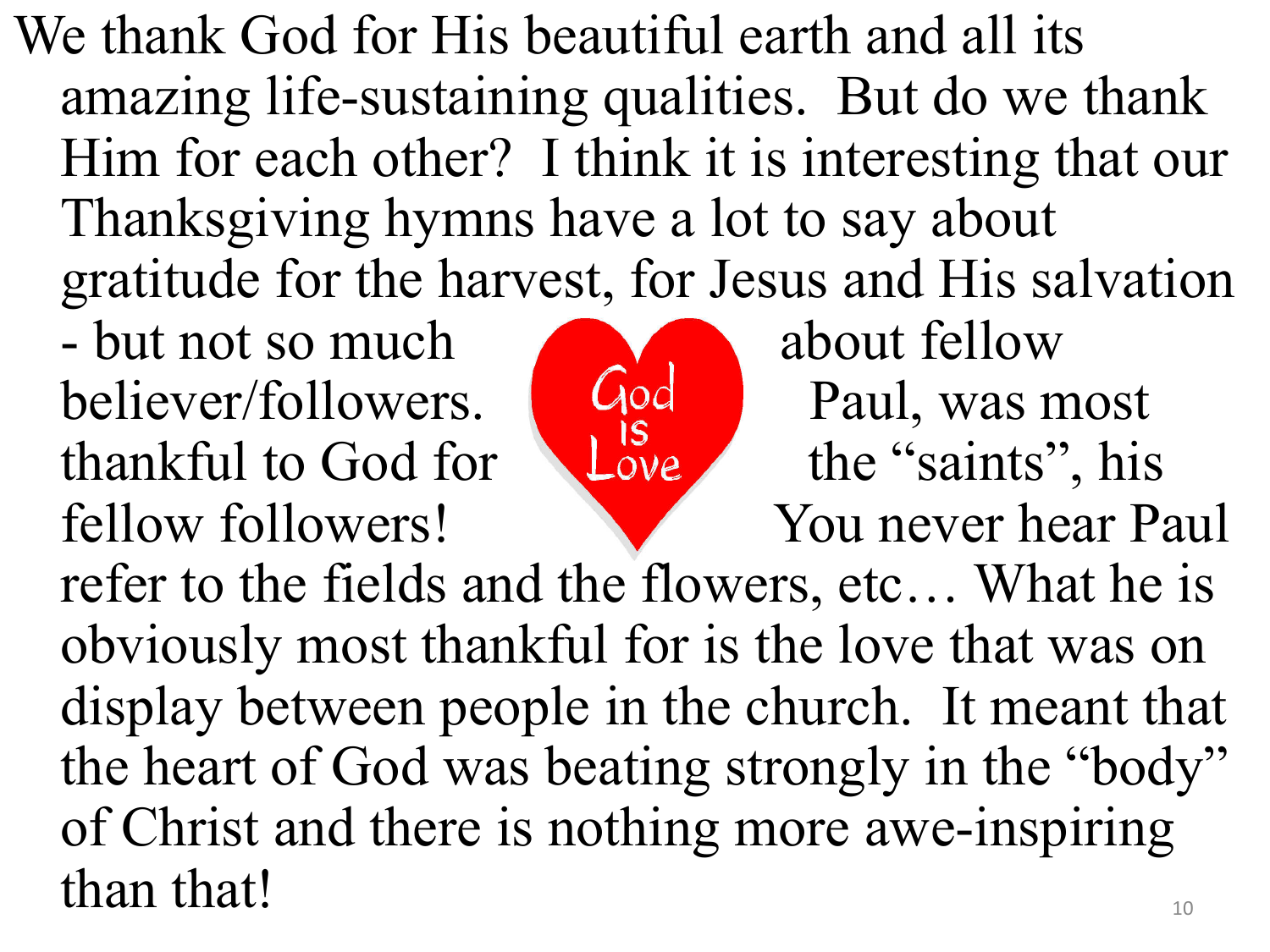We thank God for His beautiful earth and all its amazing life-sustaining qualities. But do we thank Him for each other? I think it is interesting that our Thanksgiving hymns have a lot to say about gratitude for the harvest, for Jesus and His salvation - but not so much about fellow believer/followers. Paul, was most thankful to God for the "saints", his fellow followers! You never hear Paul refer to the fields and the flowers, etc… What he is obviously most thankful for is the love that was on display between people in the church. It meant that the heart of God was beating strongly in the "body" of Christ and there is nothing more awe-inspiring than that!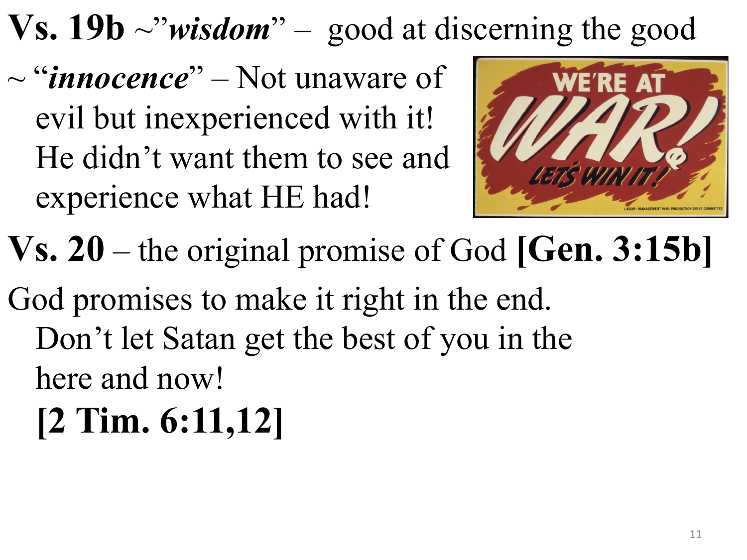**Vs. 19b** ~"***wisdom***" – good at discerning the good

~ "***innocence***" – Not unaware of evil but inexperienced with it! He didn't want them to see and experience what HE had!

**Vs. 20** – the original promise of God **[Gen. 3:15b]**

God promises to make it right in the end. Don't let Satan get the best of you in the here and now!

**[2 Tim. 6:11,12]**